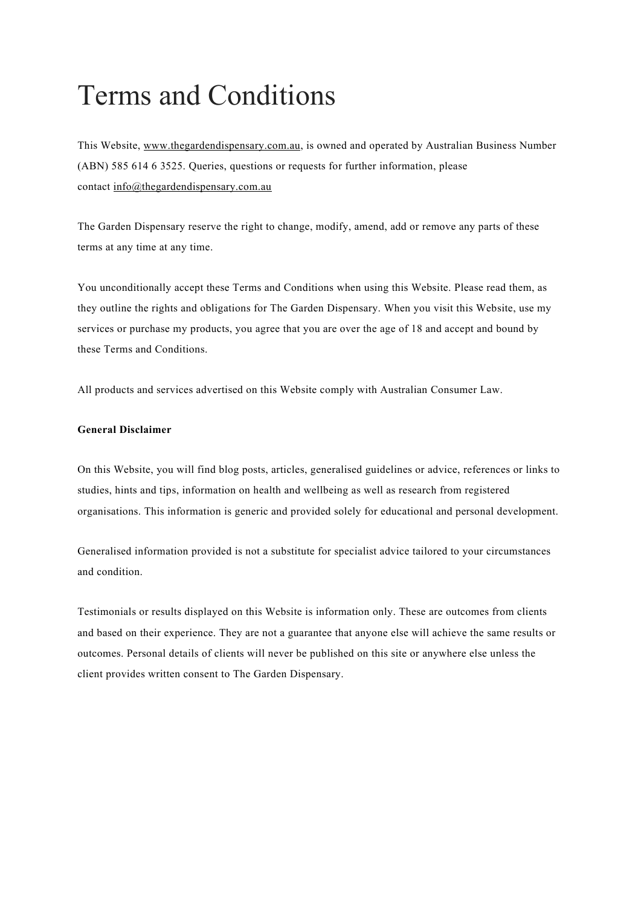# Terms and Conditions

This Website, www.thegardendispensary.com.au, is owned and operated by Australian Business Number (ABN) 585 614 6 3525. Queries, questions or requests for further information, please contact info@thegardendispensary.com.au

The Garden Dispensary reserve the right to change, modify, amend, add or remove any parts of these terms at any time at any time.

You unconditionally accept these Terms and Conditions when using this Website. Please read them, as they outline the rights and obligations for The Garden Dispensary. When you visit this Website, use my services or purchase my products, you agree that you are over the age of 18 and accept and bound by these Terms and Conditions.

All products and services advertised on this Website comply with Australian Consumer Law.

**General Disclaimer**

On this Website, you will find blog posts, articles, generalised guidelines or advice, references or links to studies, hints and tips, information on health and wellbeing as well as research from registered organisations. This information is generic and provided solely for educational and personal development.

Generalised information provided is not a substitute for specialist advice tailored to your circumstances and condition.

Testimonials or results displayed on this Website is information only. These are outcomes from clients and based on their experience. They are not a guarantee that anyone else will achieve the same results or outcomes. Personal details of clients will never be published on this site or anywhere else unless the client provides written consent to The Garden Dispensary.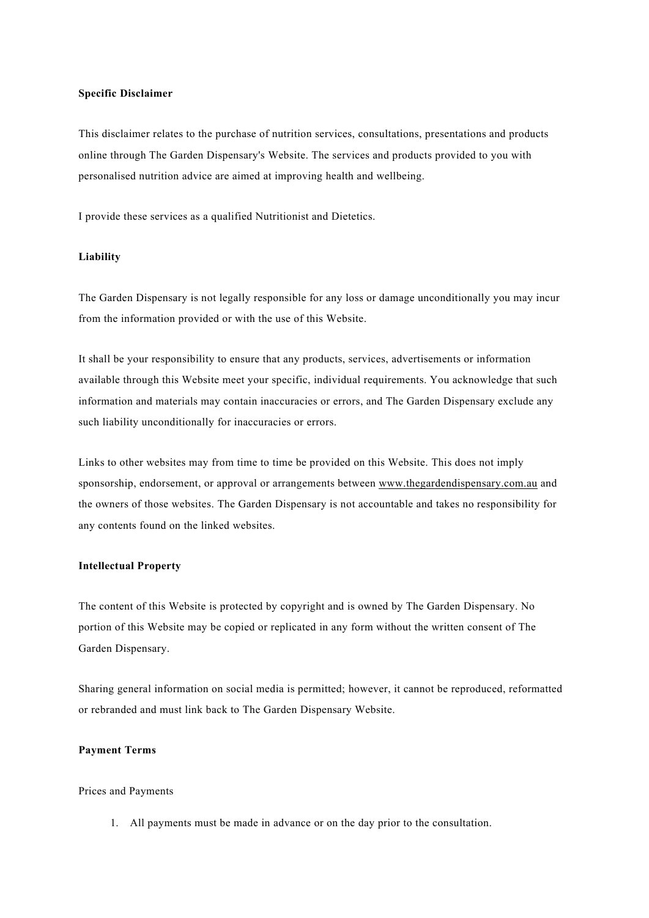**Specific Disclaimer**

This disclaimer relates to the purchase of nutrition services, consultations, presentations and products online through The Garden Dispensary's Website. The services and products provided to you with personalised nutrition advice are aimed at improving health and wellbeing.

I provide these services as a qualified Nutritionist and Dietetics.

**Liability**

The Garden Dispensary is not legally responsible for any loss or damage unconditionally you may incur from the information provided or with the use of this Website.

It shall be your responsibility to ensure that any products, services, advertisements or information available through this Website meet your specific, individual requirements. You acknowledge that such information and materials may contain inaccuracies or errors, and The Garden Dispensary exclude any such liability unconditionally for inaccuracies or errors.

Links to other websites may from time to time be provided on this Website. This does not imply sponsorship, endorsement, or approval or arrangements between www.thegardendispensary.com.au and the owners of those websites. The Garden Dispensary is not accountable and takes no responsibility for any contents found on the linked websites.

**Intellectual Property**

The content of this Website is protected by copyright and is owned by The Garden Dispensary. No portion of this Website may be copied or replicated in any form without the written consent of The Garden Dispensary.

Sharing general information on social media is permitted; however, it cannot be reproduced, reformatted or rebranded and must link back to The Garden Dispensary Website.

**Payment Terms**

Prices and Payments

1. All payments must be made in advance or on the day prior to the consultation.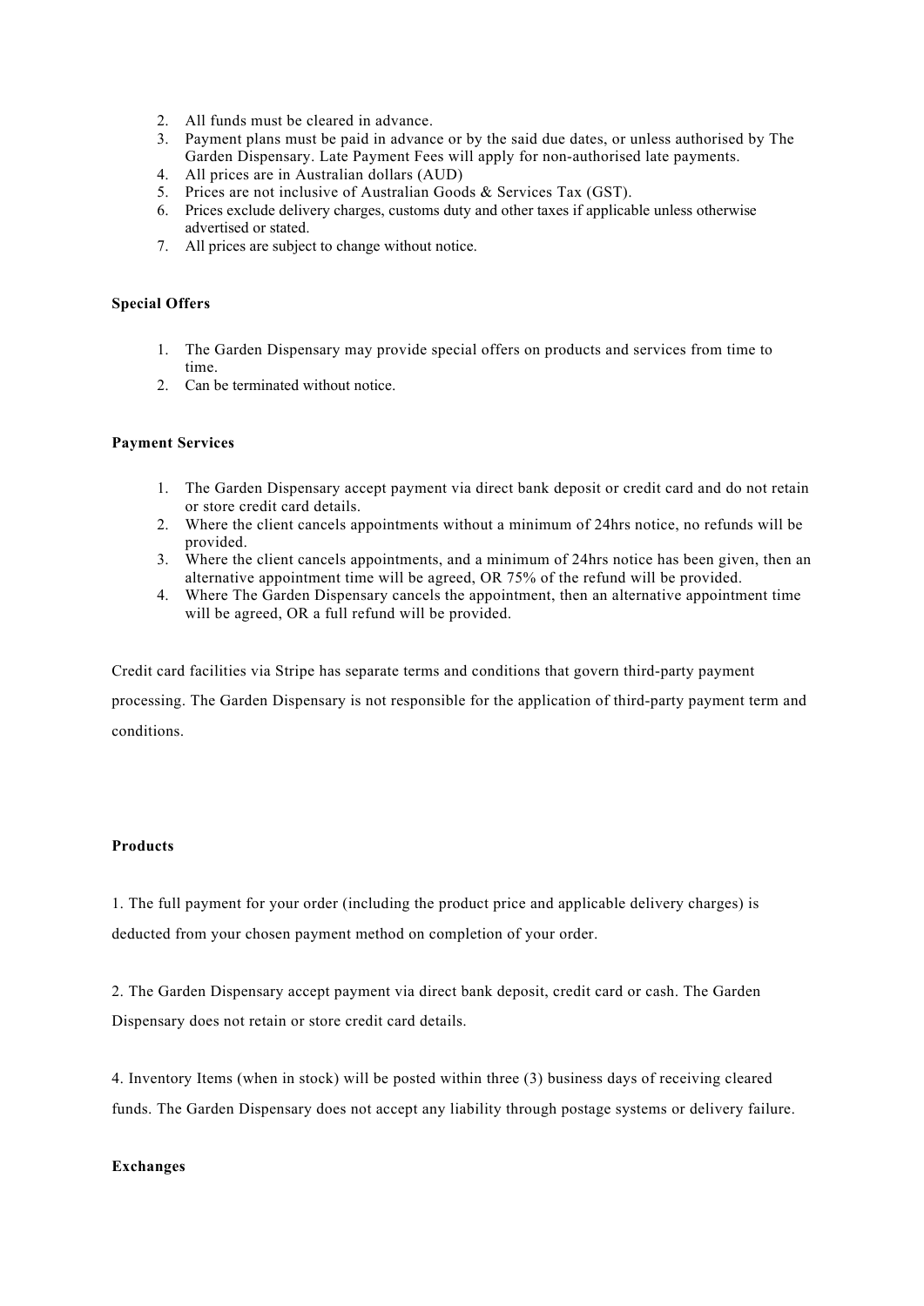2. All funds must be cleared in advance.
3. Payment plans must be paid in advance or by the said due dates, or unless authorised by The Garden Dispensary. Late Payment Fees will apply for non-authorised late payments.
4. All prices are in Australian dollars (AUD)
5. Prices are not inclusive of Australian Goods & Services Tax (GST).
6. Prices exclude delivery charges, customs duty and other taxes if applicable unless otherwise advertised or stated.
7. All prices are subject to change without notice.

**Special Offers**

1. The Garden Dispensary may provide special offers on products and services from time to time.
2. Can be terminated without notice.

**Payment Services**

1. The Garden Dispensary accept payment via direct bank deposit or credit card and do not retain or store credit card details.
2. Where the client cancels appointments without a minimum of 24hrs notice, no refunds will be provided.
3. Where the client cancels appointments, and a minimum of 24hrs notice has been given, then an alternative appointment time will be agreed, OR 75% of the refund will be provided.
4. Where The Garden Dispensary cancels the appointment, then an alternative appointment time will be agreed, OR a full refund will be provided.

Credit card facilities via Stripe has separate terms and conditions that govern third-party payment processing. The Garden Dispensary is not responsible for the application of third-party payment term and conditions.

**Products**

1. The full payment for your order (including the product price and applicable delivery charges) is deducted from your chosen payment method on completion of your order.

2. The Garden Dispensary accept payment via direct bank deposit, credit card or cash. The Garden Dispensary does not retain or store credit card details.

4. Inventory Items (when in stock) will be posted within three (3) business days of receiving cleared funds. The Garden Dispensary does not accept any liability through postage systems or delivery failure.

**Exchanges**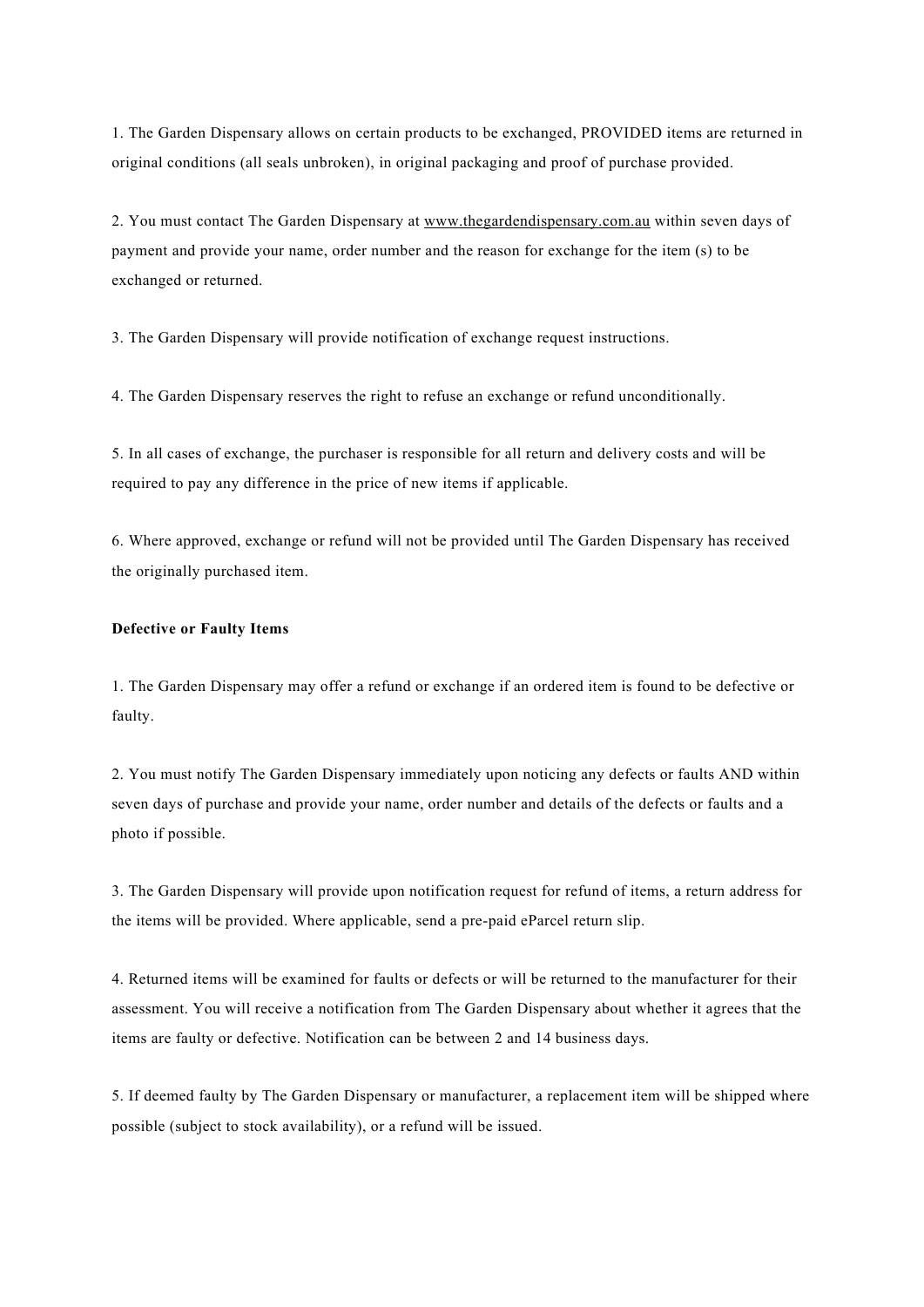1. The Garden Dispensary allows on certain products to be exchanged, PROVIDED items are returned in original conditions (all seals unbroken), in original packaging and proof of purchase provided.

2. You must contact The Garden Dispensary at www.thegardendispensary.com.au within seven days of payment and provide your name, order number and the reason for exchange for the item (s) to be exchanged or returned.

3. The Garden Dispensary will provide notification of exchange request instructions.

4. The Garden Dispensary reserves the right to refuse an exchange or refund unconditionally.

5. In all cases of exchange, the purchaser is responsible for all return and delivery costs and will be required to pay any difference in the price of new items if applicable.

6. Where approved, exchange or refund will not be provided until The Garden Dispensary has received the originally purchased item.

**Defective or Faulty Items**

1. The Garden Dispensary may offer a refund or exchange if an ordered item is found to be defective or faulty.

2. You must notify The Garden Dispensary immediately upon noticing any defects or faults AND within seven days of purchase and provide your name, order number and details of the defects or faults and a photo if possible.

3. The Garden Dispensary will provide upon notification request for refund of items, a return address for the items will be provided. Where applicable, send a pre-paid eParcel return slip.

4. Returned items will be examined for faults or defects or will be returned to the manufacturer for their assessment. You will receive a notification from The Garden Dispensary about whether it agrees that the items are faulty or defective. Notification can be between 2 and 14 business days.

5. If deemed faulty by The Garden Dispensary or manufacturer, a replacement item will be shipped where possible (subject to stock availability), or a refund will be issued.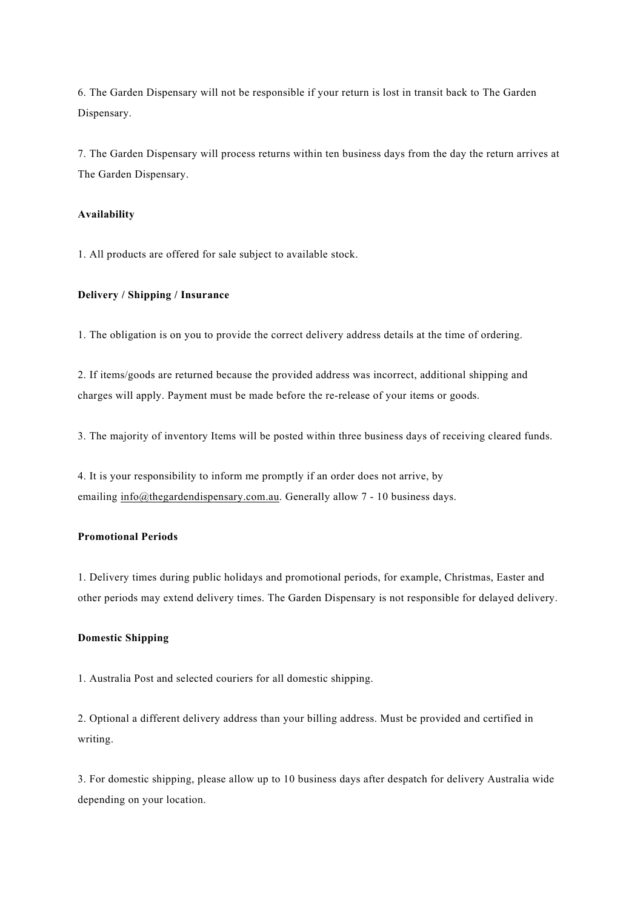6. The Garden Dispensary will not be responsible if your return is lost in transit back to The Garden Dispensary.

7. The Garden Dispensary will process returns within ten business days from the day the return arrives at The Garden Dispensary.

**Availability**

1. All products are offered for sale subject to available stock.

**Delivery / Shipping / Insurance**

1. The obligation is on you to provide the correct delivery address details at the time of ordering.

2. If items/goods are returned because the provided address was incorrect, additional shipping and charges will apply. Payment must be made before the re-release of your items or goods.

3. The majority of inventory Items will be posted within three business days of receiving cleared funds.

4. It is your responsibility to inform me promptly if an order does not arrive, by emailing info@thegardendispensary.com.au. Generally allow 7 - 10 business days.

**Promotional Periods**

1. Delivery times during public holidays and promotional periods, for example, Christmas, Easter and other periods may extend delivery times. The Garden Dispensary is not responsible for delayed delivery.

**Domestic Shipping**

1. Australia Post and selected couriers for all domestic shipping.

2. Optional a different delivery address than your billing address. Must be provided and certified in writing.

3. For domestic shipping, please allow up to 10 business days after despatch for delivery Australia wide depending on your location.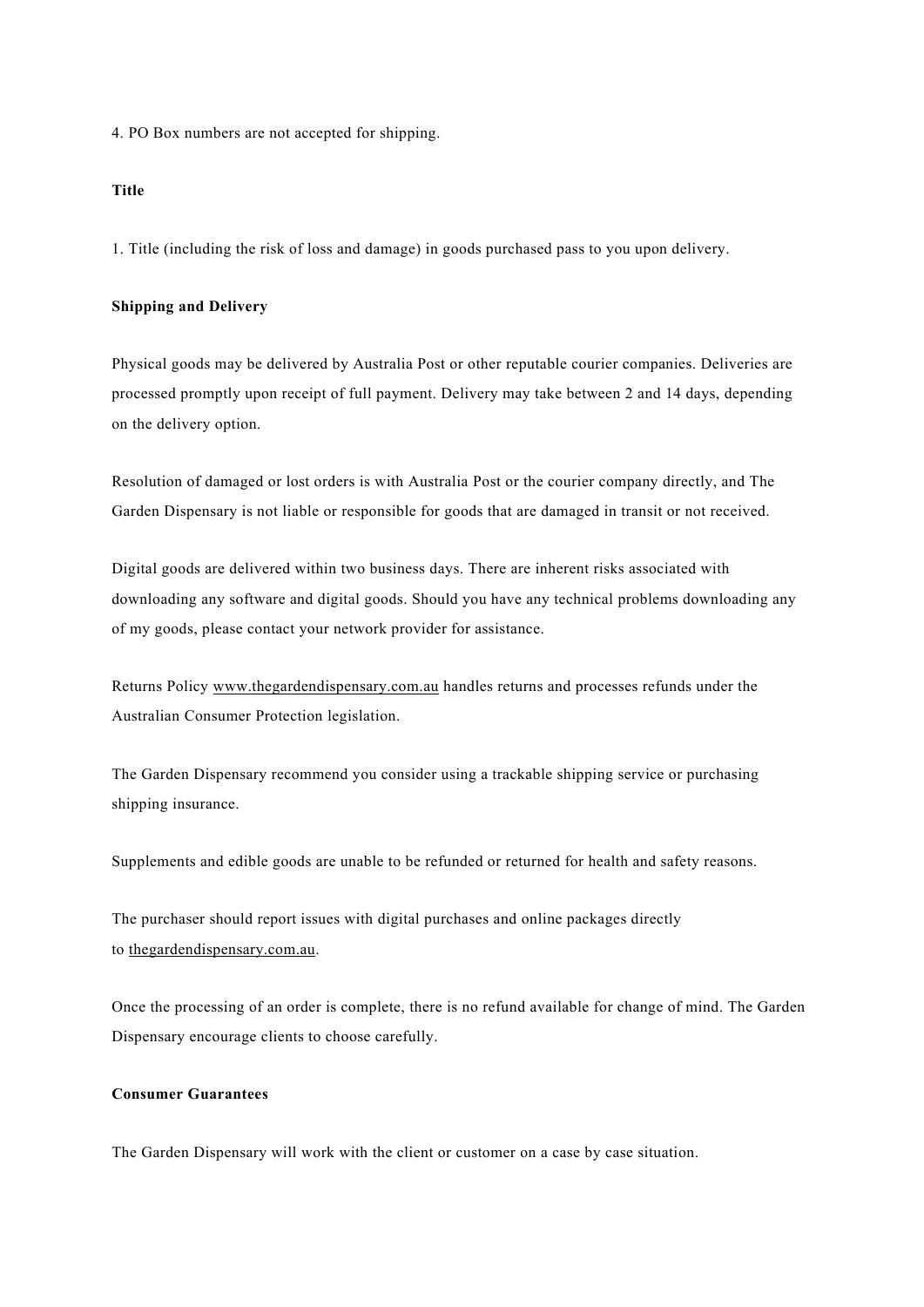4. PO Box numbers are not accepted for shipping.

**Title**

1. Title (including the risk of loss and damage) in goods purchased pass to you upon delivery.

**Shipping and Delivery**

Physical goods may be delivered by Australia Post or other reputable courier companies. Deliveries are processed promptly upon receipt of full payment. Delivery may take between 2 and 14 days, depending on the delivery option.

Resolution of damaged or lost orders is with Australia Post or the courier company directly, and The Garden Dispensary is not liable or responsible for goods that are damaged in transit or not received.

Digital goods are delivered within two business days. There are inherent risks associated with downloading any software and digital goods. Should you have any technical problems downloading any of my goods, please contact your network provider for assistance.

Returns Policy www.thegardendispensary.com.au handles returns and processes refunds under the Australian Consumer Protection legislation.

The Garden Dispensary recommend you consider using a trackable shipping service or purchasing shipping insurance.

Supplements and edible goods are unable to be refunded or returned for health and safety reasons.

The purchaser should report issues with digital purchases and online packages directly to thegardendispensary.com.au.

Once the processing of an order is complete, there is no refund available for change of mind. The Garden Dispensary encourage clients to choose carefully.

**Consumer Guarantees**

The Garden Dispensary will work with the client or customer on a case by case situation.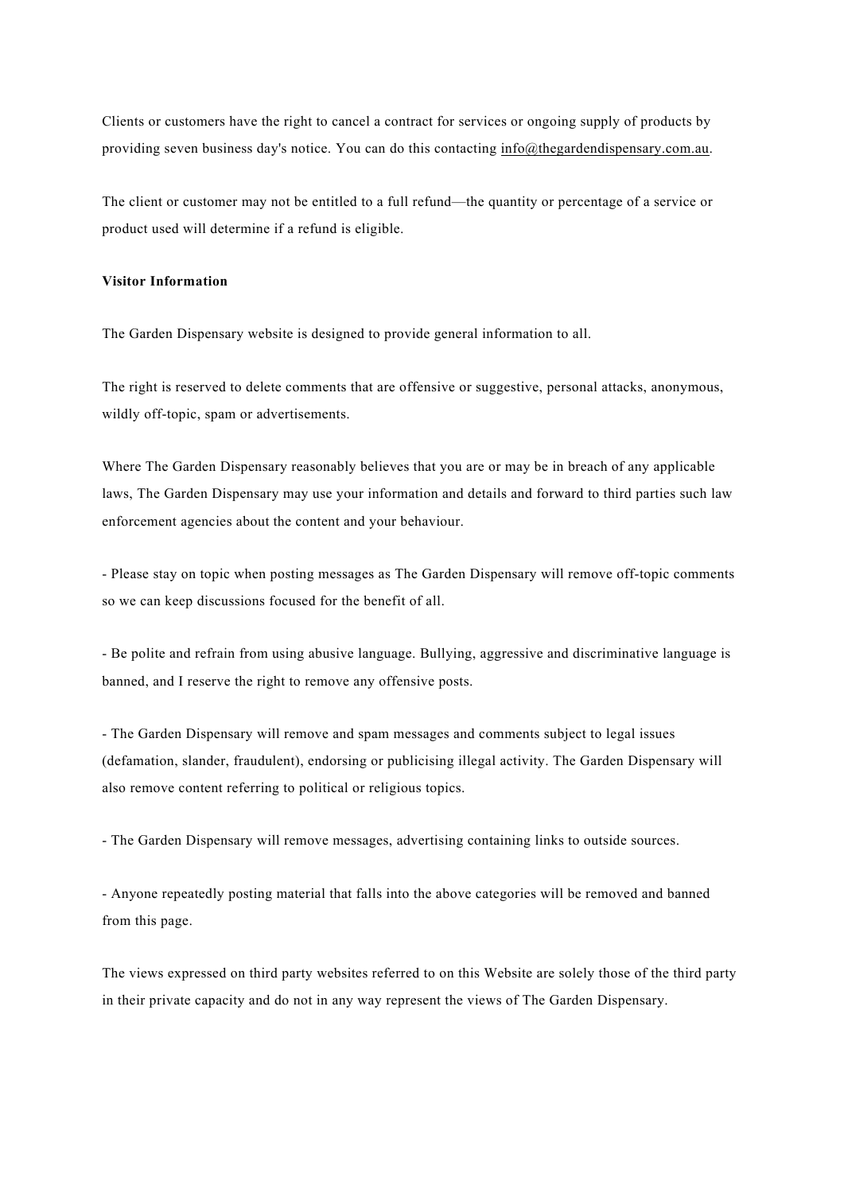Clients or customers have the right to cancel a contract for services or ongoing supply of products by providing seven business day's notice. You can do this contacting info@thegardendispensary.com.au.

The client or customer may not be entitled to a full refund—the quantity or percentage of a service or product used will determine if a refund is eligible.

**Visitor Information**

The Garden Dispensary website is designed to provide general information to all.

The right is reserved to delete comments that are offensive or suggestive, personal attacks, anonymous, wildly off-topic, spam or advertisements.

Where The Garden Dispensary reasonably believes that you are or may be in breach of any applicable laws, The Garden Dispensary may use your information and details and forward to third parties such law enforcement agencies about the content and your behaviour.

- Please stay on topic when posting messages as The Garden Dispensary will remove off-topic comments so we can keep discussions focused for the benefit of all.

- Be polite and refrain from using abusive language. Bullying, aggressive and discriminative language is banned, and I reserve the right to remove any offensive posts.

- The Garden Dispensary will remove and spam messages and comments subject to legal issues (defamation, slander, fraudulent), endorsing or publicising illegal activity. The Garden Dispensary will also remove content referring to political or religious topics.

- The Garden Dispensary will remove messages, advertising containing links to outside sources.

- Anyone repeatedly posting material that falls into the above categories will be removed and banned from this page.

The views expressed on third party websites referred to on this Website are solely those of the third party in their private capacity and do not in any way represent the views of The Garden Dispensary.